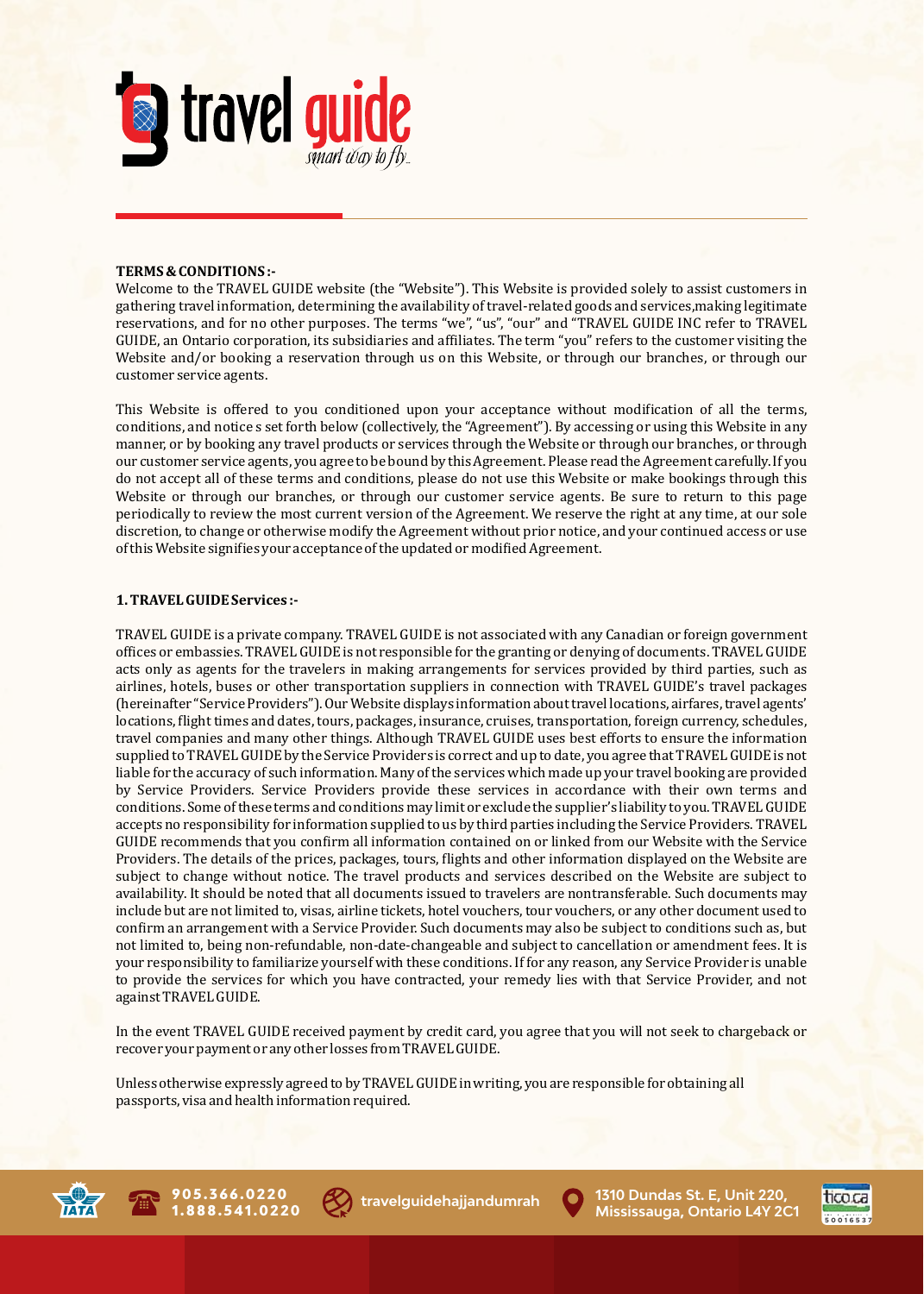**TERMS & CONDITIONS :-**

Welcome to the TRAVEL GUIDE website (the "Website"). This Website is provided solely to assist customers in gathering travel information, determining the availability of travel-related goods and services,making legitimate reservations, and for no other purposes. The terms "we", "us", "our" and "TRAVEL GUIDE INC refer to TRAVEL GUIDE, an Ontario corporation, its subsidiaries and affiliates. The term "you" refers to the customer visiting the Website and/or booking a reservation through us on this Website, or through our branches, or through our customer service agents.

This Website is offered to you conditioned upon your acceptance without modification of all the terms, conditions, and notice s set forth below (collectively, the "Agreement"). By accessing or using this Website in any manner, or by booking any travel products or services through the Website or through our branches, or through our customer service agents, you agree to be bound by this Agreement. Please read the Agreement carefully. If you do not accept all of these terms and conditions, please do not use this Website or make bookings through this Website or through our branches, or through our customer service agents. Be sure to return to this page periodically to review the most current version of the Agreement. We reserve the right at any time, at our sole discretion, to change or otherwise modify the Agreement without prior notice, and your continued access or use of this Website signifies your acceptance of the updated or modified Agreement.

**1. TRAVEL GUIDE Services :-**

TRAVEL GUIDE is a private company. TRAVEL GUIDE is not associated with any Canadian or foreign government offices or embassies. TRAVEL GUIDE is not responsible for the granting or denying of documents. TRAVEL GUIDE acts only as agents for the travelers in making arrangements for services provided by third parties, such as airlines, hotels, buses or other transportation suppliers in connection with TRAVEL GUIDE's travel packages (hereinafter "Service Providers"). Our Website displays information about travel locations, airfares, travel agents' locations, flight times and dates, tours, packages, insurance, cruises, transportation, foreign currency, schedules, travel companies and many other things. Although TRAVEL GUIDE uses best efforts to ensure the information supplied to TRAVEL GUIDE by the Service Providers is correct and up to date, you agree that TRAVEL GUIDE is not liable for the accuracy of such information. Many of the services which made up your travel booking are provided by Service Providers. Service Providers provide these services in accordance with their own terms and conditions. Some of these terms and conditions may limit or exclude the supplier's liability to you. TRAVEL GUIDE accepts no responsibility for information supplied to us by third parties including the Service Providers. TRAVEL GUIDE recommends that you confirm all information contained on or linked from our Website with the Service Providers. The details of the prices, packages, tours, flights and other information displayed on the Website are subject to change without notice. The travel products and services described on the Website are subject to availability. It should be noted that all documents issued to travelers are nontransferable. Such documents may include but are not limited to, visas, airline tickets, hotel vouchers, tour vouchers, or any other document used to confirm an arrangement with a Service Provider. Such documents may also be subject to conditions such as, but not limited to, being non-refundable, non-date-changeable and subject to cancellation or amendment fees. It is your responsibility to familiarize yourself with these conditions. If for any reason, any Service Provider is unable to provide the services for which you have contracted, your remedy lies with that Service Provider, and not against TRAVEL GUIDE.

In the event TRAVEL GUIDE received payment by credit card, you agree that you will not seek to chargeback or recover your payment or any other losses from TRAVEL GUIDE.

Unless otherwise expressly agreed to by TRAVEL GUIDE in writing, you are responsible for obtaining all passports, visa and health information required.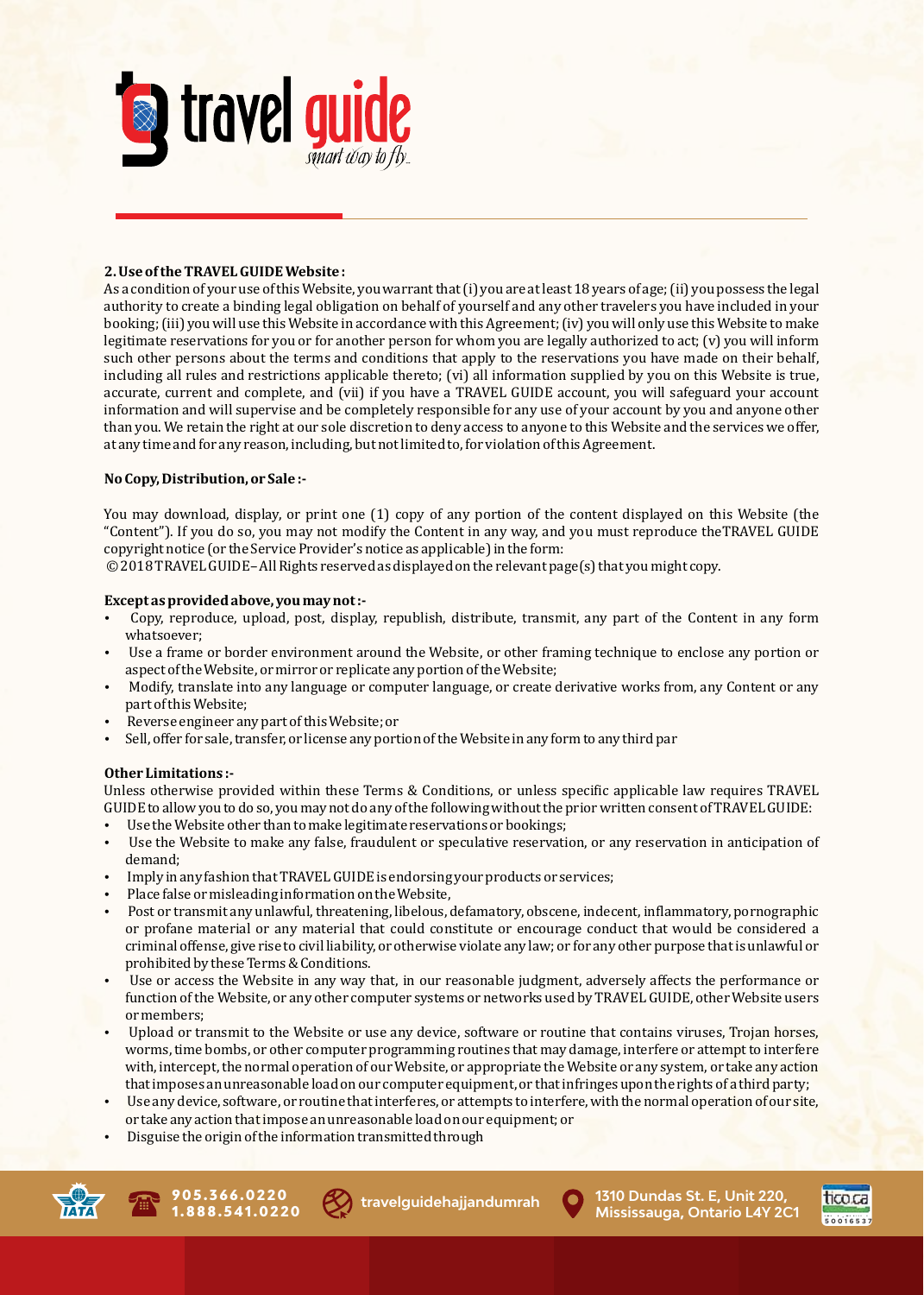**2. Use of the TRAVEL GUIDE Website :**

As a condition of your use of this Website, you warrant that (i) you are at least 18 years of age; (ii) you possess the legal authority to create a binding legal obligation on behalf of yourself and any other travelers you have included in your booking; (iii) you will use this Website in accordance with this Agreement; (iv) you will only use this Website to make legitimate reservations for you or for another person for whom you are legally authorized to act; (v) you will inform such other persons about the terms and conditions that apply to the reservations you have made on their behalf, including all rules and restrictions applicable thereto; (vi) all information supplied by you on this Website is true, accurate, current and complete, and (vii) if you have a TRAVEL GUIDE account, you will safeguard your account information and will supervise and be completely responsible for any use of your account by you and anyone other than you. We retain the right at our sole discretion to deny access to anyone to this Website and the services we offer, at any time and for any reason, including, but not limited to, for violation of this Agreement.

**No Copy, Distribution, or Sale :-**

You may download, display, or print one (1) copy of any portion of the content displayed on this Website (the "Content"). If you do so, you may not modify the Content in any way, and you must reproduce the TRAVEL GUIDE copyright notice (or the Service Provider's notice as applicable) in the form:
© 2018 TRAVEL GUIDE – All Rights reserved as displayed on the relevant page(s) that you might copy.

**Except as provided above, you may not :-**

- Copy, reproduce, upload, post, display, republish, distribute, transmit, any part of the Content in any form whatsoever;
- Use a frame or border environment around the Website, or other framing technique to enclose any portion or aspect of the Website, or mirror or replicate any portion of the Website;
- Modify, translate into any language or computer language, or create derivative works from, any Content or any part of this Website;
- Reverse engineer any part of this Website; or
- Sell, offer for sale, transfer, or license any portion of the Website in any form to any third par

**Other Limitations :-**

Unless otherwise provided within these Terms & Conditions, or unless specific applicable law requires TRAVEL GUIDE to allow you to do so, you may not do any of the following without the prior written consent of TRAVEL GUIDE:

- Use the Website other than to make legitimate reservations or bookings;
- Use the Website to make any false, fraudulent or speculative reservation, or any reservation in anticipation of demand;
- Imply in any fashion that TRAVEL GUIDE is endorsing your products or services;
- Place false or misleading information on the Website,
- Post or transmit any unlawful, threatening, libelous, defamatory, obscene, indecent, inflammatory, pornographic or profane material or any material that could constitute or encourage conduct that would be considered a criminal offense, give rise to civil liability, or otherwise violate any law; or for any other purpose that is unlawful or prohibited by these Terms & Conditions.
- Use or access the Website in any way that, in our reasonable judgment, adversely affects the performance or function of the Website, or any other computer systems or networks used by TRAVEL GUIDE, other Website users or members;
- Upload or transmit to the Website or use any device, software or routine that contains viruses, Trojan horses, worms, time bombs, or other computer programming routines that may damage, interfere or attempt to interfere with, intercept, the normal operation of our Website, or appropriate the Website or any system, or take any action that imposes an unreasonable load on our computer equipment, or that infringes upon the rights of a third party;
- Use any device, software, or routine that interferes, or attempts to interfere, with the normal operation of our site, or take any action that impose an unreasonable load on our equipment; or
- Disguise the origin of the information transmitted through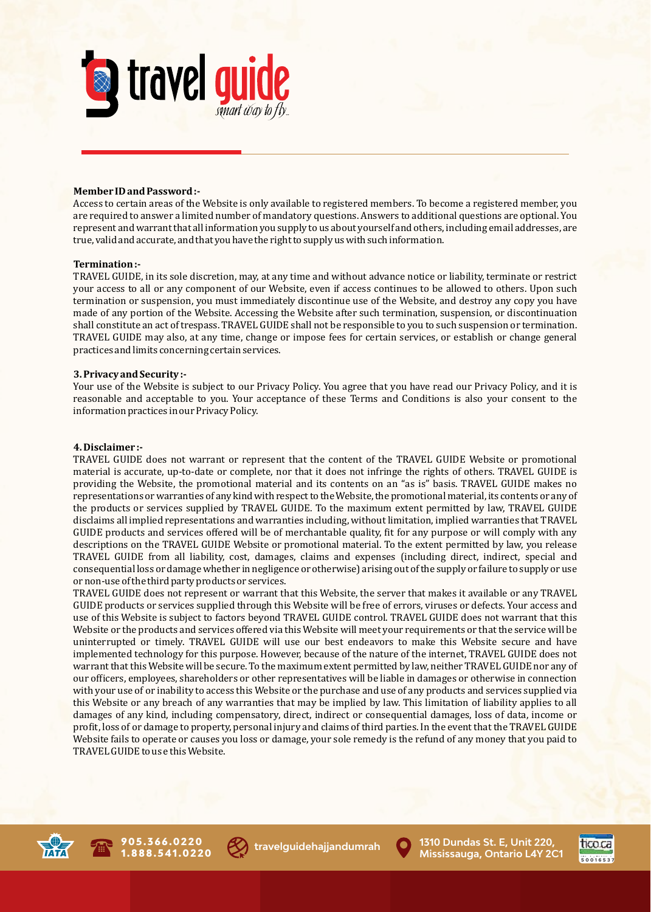**Member ID and Password :-**
Access to certain areas of the Website is only available to registered members. To become a registered member, you are required to answer a limited number of mandatory questions. Answers to additional questions are optional. You represent and warrant that all information you supply to us about yourself and others, including email addresses, are true, valid and accurate, and that you have the right to supply us with such information.

**Termination :-**
TRAVEL GUIDE, in its sole discretion, may, at any time and without advance notice or liability, terminate or restrict your access to all or any component of our Website, even if access continues to be allowed to others. Upon such termination or suspension, you must immediately discontinue use of the Website, and destroy any copy you have made of any portion of the Website. Accessing the Website after such termination, suspension, or discontinuation shall constitute an act of trespass. TRAVEL GUIDE shall not be responsible to you to such suspension or termination. TRAVEL GUIDE may also, at any time, change or impose fees for certain services, or establish or change general practices and limits concerning certain services.

**3. Privacy and Security :-**
Your use of the Website is subject to our Privacy Policy. You agree that you have read our Privacy Policy, and it is reasonable and acceptable to you. Your acceptance of these Terms and Conditions is also your consent to the information practices in our Privacy Policy.

**4. Disclaimer :-**
TRAVEL GUIDE does not warrant or represent that the content of the TRAVEL GUIDE Website or promotional material is accurate, up-to-date or complete, nor that it does not infringe the rights of others. TRAVEL GUIDE is providing the Website, the promotional material and its contents on an "as is" basis. TRAVEL GUIDE makes no representations or warranties of any kind with respect to the Website, the promotional material, its contents or any of the products or services supplied by TRAVEL GUIDE. To the maximum extent permitted by law, TRAVEL GUIDE disclaims all implied representations and warranties including, without limitation, implied warranties that TRAVEL GUIDE products and services offered will be of merchantable quality, fit for any purpose or will comply with any descriptions on the TRAVEL GUIDE Website or promotional material. To the extent permitted by law, you release TRAVEL GUIDE from all liability, cost, damages, claims and expenses (including direct, indirect, special and consequential loss or damage whether in negligence or otherwise) arising out of the supply or failure to supply or use or non-use of the third party products or services.
TRAVEL GUIDE does not represent or warrant that this Website, the server that makes it available or any TRAVEL GUIDE products or services supplied through this Website will be free of errors, viruses or defects. Your access and use of this Website is subject to factors beyond TRAVEL GUIDE control. TRAVEL GUIDE does not warrant that this Website or the products and services offered via this Website will meet your requirements or that the service will be uninterrupted or timely. TRAVEL GUIDE will use our best endeavors to make this Website secure and have implemented technology for this purpose. However, because of the nature of the internet, TRAVEL GUIDE does not warrant that this Website will be secure. To the maximum extent permitted by law, neither TRAVEL GUIDE nor any of our officers, employees, shareholders or other representatives will be liable in damages or otherwise in connection with your use of or inability to access this Website or the purchase and use of any products and services supplied via this Website or any breach of any warranties that may be implied by law. This limitation of liability applies to all damages of any kind, including compensatory, direct, indirect or consequential damages, loss of data, income or profit, loss of or damage to property, personal injury and claims of third parties. In the event that the TRAVEL GUIDE Website fails to operate or causes you loss or damage, your sole remedy is the refund of any money that you paid to TRAVEL GUIDE to use this Website.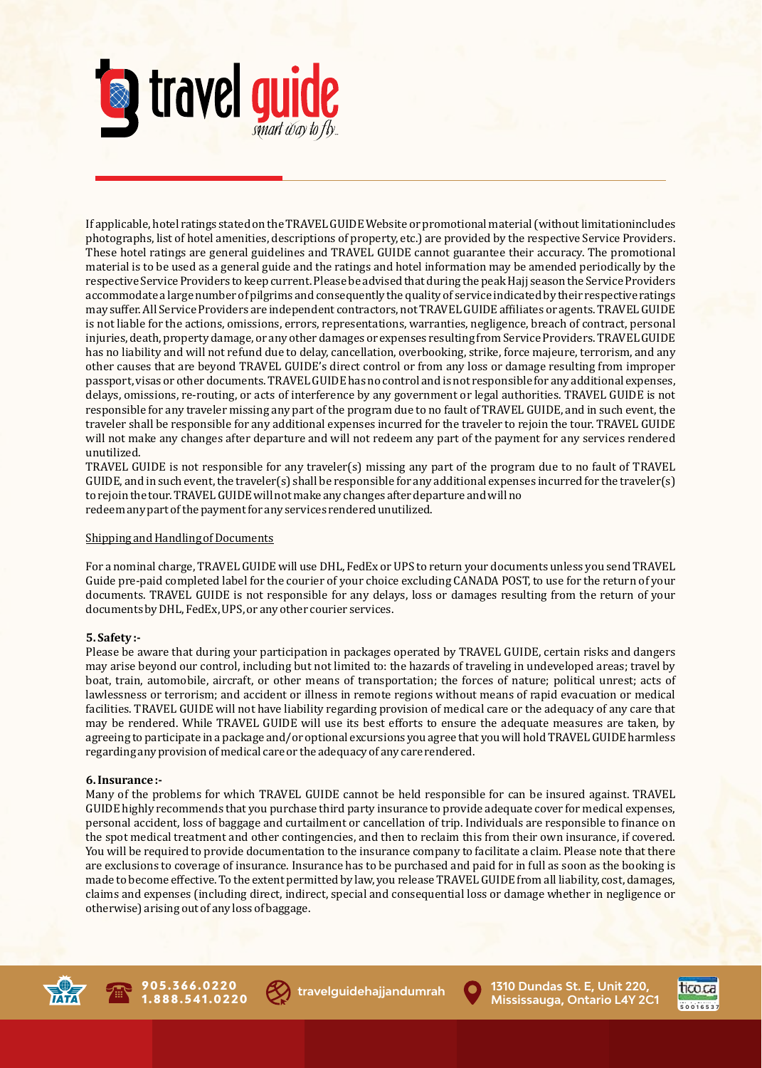If applicable, hotel ratings stated on the TRAVEL GUIDE Website or promotional material (without limitationincludes photographs, list of hotel amenities, descriptions of property, etc.) are provided by the respective Service Providers. These hotel ratings are general guidelines and TRAVEL GUIDE cannot guarantee their accuracy. The promotional material is to be used as a general guide and the ratings and hotel information may be amended periodically by the respective Service Providers to keep current. Please be advised that during the peak Hajj season the Service Providers accommodate a large number of pilgrims and consequently the quality of service indicated by their respective ratings may suffer. All Service Providers are independent contractors, not TRAVEL GUIDE affiliates or agents. TRAVEL GUIDE is not liable for the actions, omissions, errors, representations, warranties, negligence, breach of contract, personal injuries, death, property damage, or any other damages or expenses resulting from Service Providers. TRAVEL GUIDE has no liability and will not refund due to delay, cancellation, overbooking, strike, force majeure, terrorism, and any other causes that are beyond TRAVEL GUIDE's direct control or from any loss or damage resulting from improper passport, visas or other documents. TRAVEL GUIDE has no control and is not responsible for any additional expenses, delays, omissions, re-routing, or acts of interference by any government or legal authorities. TRAVEL GUIDE is not responsible for any traveler missing any part of the program due to no fault of TRAVEL GUIDE, and in such event, the traveler shall be responsible for any additional expenses incurred for the traveler to rejoin the tour. TRAVEL GUIDE will not make any changes after departure and will not redeem any part of the payment for any services rendered unutilized.
TRAVEL GUIDE is not responsible for any traveler(s) missing any part of the program due to no fault of TRAVEL GUIDE, and in such event, the traveler(s) shall be responsible for any additional expenses incurred for the traveler(s) to rejoin the tour. TRAVEL GUIDE will not make any changes after departure and will no redeem any part of the payment for any services rendered unutilized.

<u>Shipping and Handling of Documents</u>

For a nominal charge, TRAVEL GUIDE will use DHL, FedEx or UPS to return your documents unless you send TRAVEL Guide pre-paid completed label for the courier of your choice excluding CANADA POST, to use for the return of your documents. TRAVEL GUIDE is not responsible for any delays, loss or damages resulting from the return of your documents by DHL, FedEx, UPS, or any other courier services.

**5. Safety :-**
Please be aware that during your participation in packages operated by TRAVEL GUIDE, certain risks and dangers may arise beyond our control, including but not limited to: the hazards of traveling in undeveloped areas; travel by boat, train, automobile, aircraft, or other means of transportation; the forces of nature; political unrest; acts of lawlessness or terrorism; and accident or illness in remote regions without means of rapid evacuation or medical facilities. TRAVEL GUIDE will not have liability regarding provision of medical care or the adequacy of any care that may be rendered. While TRAVEL GUIDE will use its best efforts to ensure the adequate measures are taken, by agreeing to participate in a package and/or optional excursions you agree that you will hold TRAVEL GUIDE harmless regarding any provision of medical care or the adequacy of any care rendered.

**6. Insurance :-**
Many of the problems for which TRAVEL GUIDE cannot be held responsible for can be insured against. TRAVEL GUIDE highly recommends that you purchase third party insurance to provide adequate cover for medical expenses, personal accident, loss of baggage and curtailment or cancellation of trip. Individuals are responsible to finance on the spot medical treatment and other contingencies, and then to reclaim this from their own insurance, if covered. You will be required to provide documentation to the insurance company to facilitate a claim. Please note that there are exclusions to coverage of insurance. Insurance has to be purchased and paid for in full as soon as the booking is made to become effective. To the extent permitted by law, you release TRAVEL GUIDE from all liability, cost, damages, claims and expenses (including direct, indirect, special and consequential loss or damage whether in negligence or otherwise) arising out of any loss of baggage.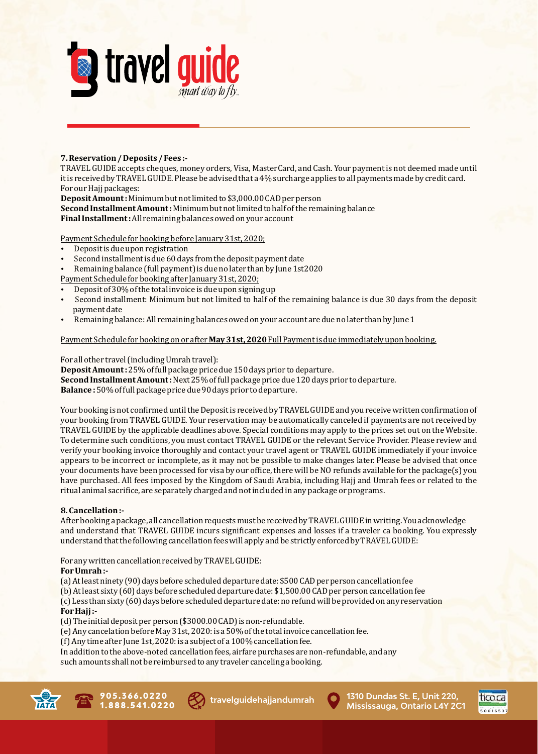**7. Reservation / Deposits / Fees :-**

TRAVEL GUIDE accepts cheques, money orders, Visa, MasterCard, and Cash. Your payment is not deemed made until it is received by TRAVEL GUIDE. Please be advised that a 4% surcharge applies to all payments made by credit card. For our Hajj packages:

**Deposit Amount :** Minimum but not limited to $3,000.00 CAD per person
**Second Installment Amount :** Minimum but not limited to half of the remaining balance
**Final Installment :** All remaining balances owed on your account

Payment Schedule for booking before January 31st, 2020;

- Deposit is due upon registration
- Second installment is due 60 days from the deposit payment date
- Remaining balance (full payment) is due no later than by June 1st2020

Payment Schedule for booking after January 31st, 2020;

- Deposit of 30% of the total invoice is due upon signing up
- Second installment: Minimum but not limited to half of the remaining balance is due 30 days from the deposit payment date
- Remaining balance: All remaining balances owed on your account are due no later than by June 1

Payment Schedule for booking on or after **May 31st, 2020** Full Payment is due immediately upon booking.

For all other travel (including Umrah travel):
**Deposit Amount :** 25% of full package price due 150 days prior to departure.
**Second Installment Amount :** Next 25% of full package price due 120 days prior to departure.
**Balance :** 50% of full package price due 90 days prior to departure.

Your booking is not confirmed until the Deposit is received by TRAVEL GUIDE and you receive written confirmation of your booking from TRAVEL GUIDE. Your reservation may be automatically canceled if payments are not received by TRAVEL GUIDE by the applicable deadlines above. Special conditions may apply to the prices set out on the Website. To determine such conditions, you must contact TRAVEL GUIDE or the relevant Service Provider. Please review and verify your booking invoice thoroughly and contact your travel agent or TRAVEL GUIDE immediately if your invoice appears to be incorrect or incomplete, as it may not be possible to make changes later. Please be advised that once your documents have been processed for visa by our office, there will be NO refunds available for the package(s) you have purchased. All fees imposed by the Kingdom of Saudi Arabia, including Hajj and Umrah fees or related to the ritual animal sacrifice, are separately charged and not included in any package or programs.

**8. Cancellation :-**

After booking a package, all cancellation requests must be received by TRAVEL GUIDE in writing. You acknowledge and understand that TRAVEL GUIDE incurs significant expenses and losses if a traveler ca booking. You expressly understand that the following cancellation fees will apply and be strictly enforced by TRAVEL GUIDE:

For any written cancellation received by TRAVEL GUIDE:

**For Umrah :-**

(a) At least ninety (90) days before scheduled departure date: $500 CAD per person cancellation fee
(b) At least sixty (60) days before scheduled departure date: $1,500.00 CAD per person cancellation fee
(c) Less than sixty (60) days before scheduled departure date: no refund will be provided on any reservation

**For Hajj :-**

(d) The initial deposit per person ($3000.00 CAD) is non-refundable.
(e) Any cancelation before May 31st, 2020: is a 50% of the total invoice cancellation fee.
(f) Any time after June 1st, 2020: is a subject of a 100% cancellation fee.

In addition to the above-noted cancellation fees, airfare purchases are non-refundable, and any such amounts shall not be reimbursed to any traveler canceling a booking.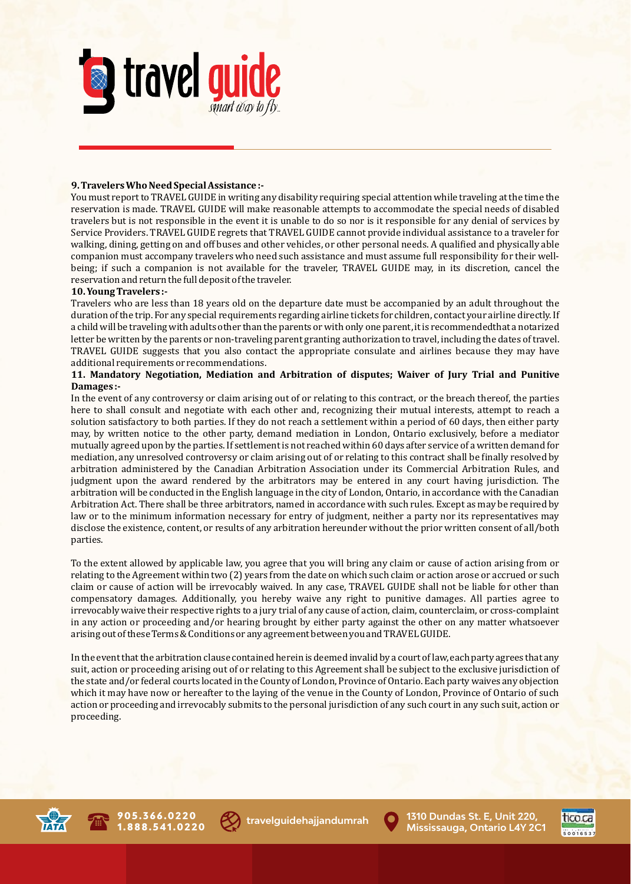**9. Travelers Who Need Special Assistance :-**

You must report to TRAVEL GUIDE in writing any disability requiring special attention while traveling at the time the reservation is made. TRAVEL GUIDE will make reasonable attempts to accommodate the special needs of disabled travelers but is not responsible in the event it is unable to do so nor is it responsible for any denial of services by Service Providers. TRAVEL GUIDE regrets that TRAVEL GUIDE cannot provide individual assistance to a traveler for walking, dining, getting on and off buses and other vehicles, or other personal needs. A qualified and physically able companion must accompany travelers who need such assistance and must assume full responsibility for their well-being; if such a companion is not available for the traveler, TRAVEL GUIDE may, in its discretion, cancel the reservation and return the full deposit of the traveler.

**10. Young Travelers :-**

Travelers who are less than 18 years old on the departure date must be accompanied by an adult throughout the duration of the trip. For any special requirements regarding airline tickets for children, contact your airline directly. If a child will be traveling with adults other than the parents or with only one parent, it is recommendedthat a notarized letter be written by the parents or non-traveling parent granting authorization to travel, including the dates of travel. TRAVEL GUIDE suggests that you also contact the appropriate consulate and airlines because they may have additional requirements or recommendations.

**11. Mandatory Negotiation, Mediation and Arbitration of disputes; Waiver of Jury Trial and Punitive Damages :-**

In the event of any controversy or claim arising out of or relating to this contract, or the breach thereof, the parties here to shall consult and negotiate with each other and, recognizing their mutual interests, attempt to reach a solution satisfactory to both parties. If they do not reach a settlement within a period of 60 days, then either party may, by written notice to the other party, demand mediation in London, Ontario exclusively, before a mediator mutually agreed upon by the parties. If settlement is not reached within 60 days after service of a written demand for mediation, any unresolved controversy or claim arising out of or relating to this contract shall be finally resolved by arbitration administered by the Canadian Arbitration Association under its Commercial Arbitration Rules, and judgment upon the award rendered by the arbitrators may be entered in any court having jurisdiction. The arbitration will be conducted in the English language in the city of London, Ontario, in accordance with the Canadian Arbitration Act. There shall be three arbitrators, named in accordance with such rules. Except as may be required by law or to the minimum information necessary for entry of judgment, neither a party nor its representatives may disclose the existence, content, or results of any arbitration hereunder without the prior written consent of all/both parties.

To the extent allowed by applicable law, you agree that you will bring any claim or cause of action arising from or relating to the Agreement within two (2) years from the date on which such claim or action arose or accrued or such claim or cause of action will be irrevocably waived. In any case, TRAVEL GUIDE shall not be liable for other than compensatory damages. Additionally, you hereby waive any right to punitive damages. All parties agree to irrevocably waive their respective rights to a jury trial of any cause of action, claim, counterclaim, or cross-complaint in any action or proceeding and/or hearing brought by either party against the other on any matter whatsoever arising out of these Terms & Conditions or any agreement between you and TRAVEL GUIDE.

In the event that the arbitration clause contained herein is deemed invalid by a court of law, each party agrees that any suit, action or proceeding arising out of or relating to this Agreement shall be subject to the exclusive jurisdiction of the state and/or federal courts located in the County of London, Province of Ontario. Each party waives any objection which it may have now or hereafter to the laying of the venue in the County of London, Province of Ontario of such action or proceeding and irrevocably submits to the personal jurisdiction of any such court in any such suit, action or proceeding.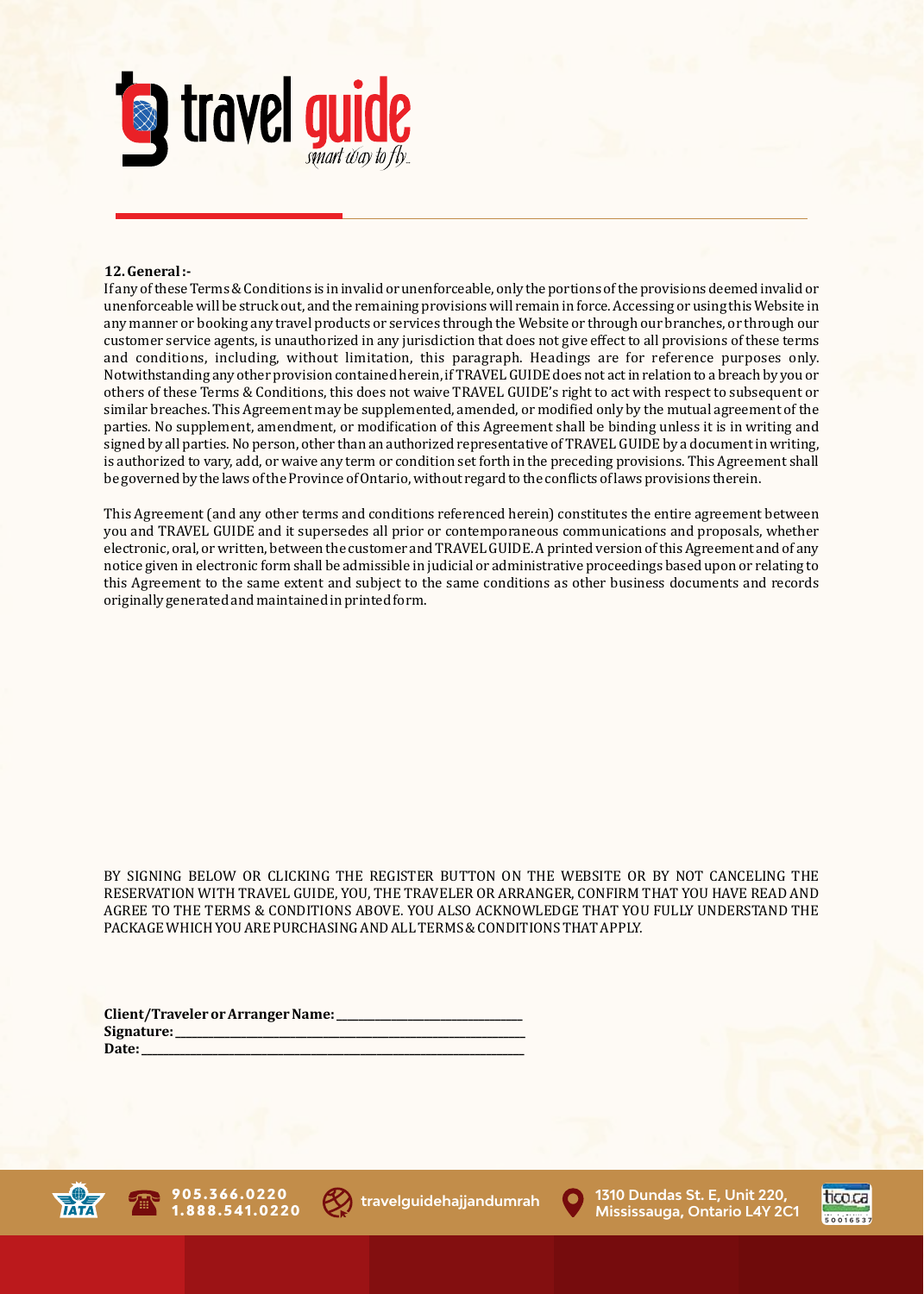**12. General :-**

If any of these Terms & Conditions is in invalid or unenforceable, only the portions of the provisions deemed invalid or unenforceable will be struck out, and the remaining provisions will remain in force. Accessing or using this Website in any manner or booking any travel products or services through the Website or through our branches, or through our customer service agents, is unauthorized in any jurisdiction that does not give effect to all provisions of these terms and conditions, including, without limitation, this paragraph. Headings are for reference purposes only. Notwithstanding any other provision contained herein, if TRAVEL GUIDE does not act in relation to a breach by you or others of these Terms & Conditions, this does not waive TRAVEL GUIDE's right to act with respect to subsequent or similar breaches. This Agreement may be supplemented, amended, or modified only by the mutual agreement of the parties. No supplement, amendment, or modification of this Agreement shall be binding unless it is in writing and signed by all parties. No person, other than an authorized representative of TRAVEL GUIDE by a document in writing, is authorized to vary, add, or waive any term or condition set forth in the preceding provisions. This Agreement shall be governed by the laws of the Province of Ontario, without regard to the conflicts of laws provisions therein.

This Agreement (and any other terms and conditions referenced herein) constitutes the entire agreement between you and TRAVEL GUIDE and it supersedes all prior or contemporaneous communications and proposals, whether electronic, oral, or written, between the customer and TRAVEL GUIDE. A printed version of this Agreement and of any notice given in electronic form shall be admissible in judicial or administrative proceedings based upon or relating to this Agreement to the same extent and subject to the same conditions as other business documents and records originally generated and maintained in printed form.

BY SIGNING BELOW OR CLICKING THE REGISTER BUTTON ON THE WEBSITE OR BY NOT CANCELING THE RESERVATION WITH TRAVEL GUIDE, YOU, THE TRAVELER OR ARRANGER, CONFIRM THAT YOU HAVE READ AND AGREE TO THE TERMS & CONDITIONS ABOVE. YOU ALSO ACKNOWLEDGE THAT YOU FULLY UNDERSTAND THE PACKAGE WHICH YOU ARE PURCHASING AND ALL TERMS & CONDITIONS THAT APPLY.

**Client/Traveler or Arranger Name:** ______________________________
**Signature:** ____________________________________________________
**Date:** _______________________________________________________